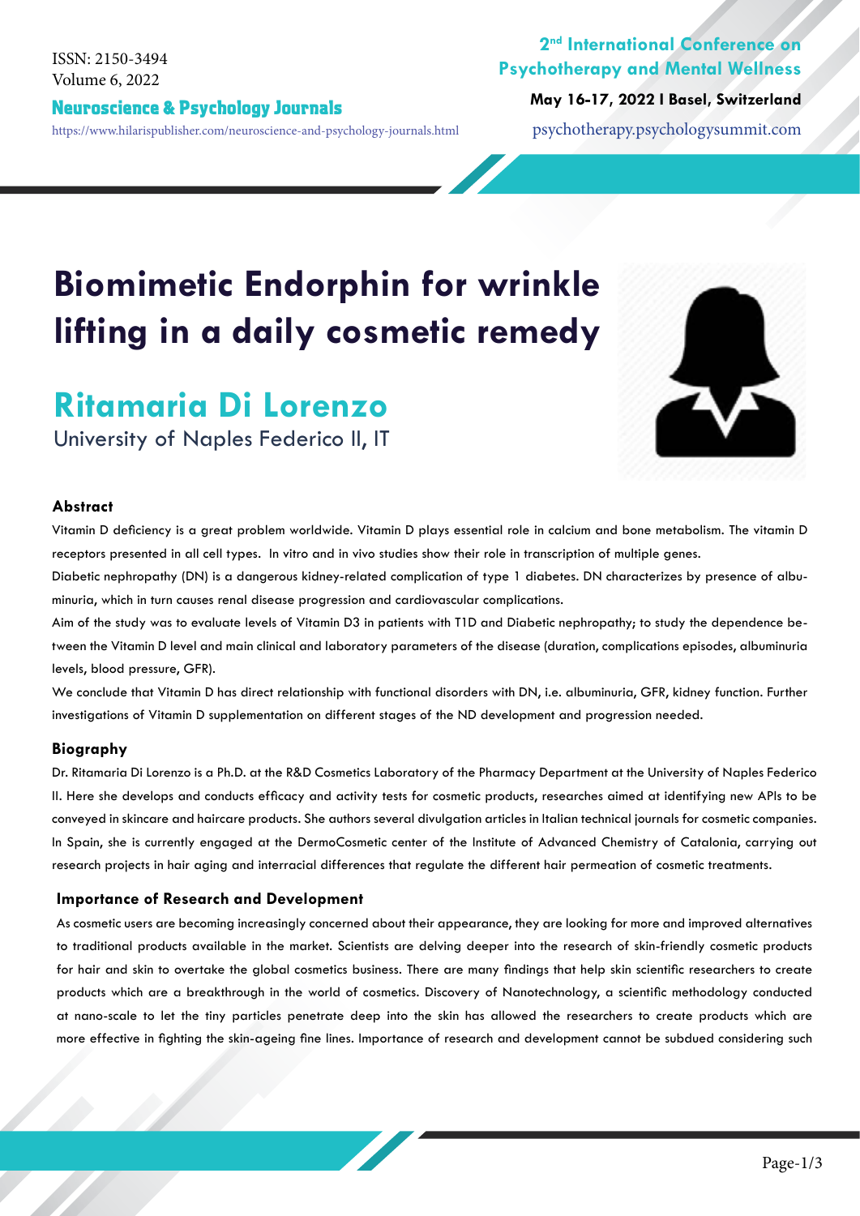# Biomimetic Endorphin for wrinkle lifting in a daily cosmetic remedy

## Ritamaria Di Lorenzo

University of Naples Federico II, IT

### Abstract

Vitamin D deficiency is a great problem worldwide. Vitamin D plays essential role in calcium and bone metabolism. The vitamin D receptors presented in all cell types. In vitro and in vivo studies show their role in transcription of multiple genes.

Diabetic nephropathy (DN) is a dangerous kidney-related complication of type 1 diabetes. DN characterizes by presence of albuminuria, which in turn causes renal disease progression and cardiovascular complications.

Aim of the study was to evaluate levels of Vitamin D3 in patients with T1D and Diabetic nephropathy; to study the dependence between the Vitamin D level and main clinical and laboratory parameters of the disease (duration, complications episodes, albuminuria levels, blood pressure, GFR).

We conclude that Vitamin D has direct relationship with functional disorders with DN, i.e. albuminuria, GFR, kidney function. Further investigations of Vitamin D supplementation on different stages of the ND development and progression needed.

### Biography

Dr. Ritamaria Di Lorenzo is a Ph.D. at the R&D Cosmetics Laboratory of the Pharmacy Department at the University of Naples Federico II. Here she develops and conducts efficacy and activity tests for cosmetic products, researches aimed at identifying new APIs to be conveyed in skincare and haircare products. She authors several divulgation articles in Italian technical journals for cosmetic companies. In Spain, she is currently engaged at the DermoCosmetic center of the Institute of Advanced Chemistry of Catalonia, carrying out research projects in hair aging and interracial differences that regulate the different hair permeation of cosmetic treatments.

### Importance of Research and Development

As cosmetic users are becoming increasingly concerned about their appearance, they are looking for more and improved alternatives to traditional products available in the market. Scientists are delving deeper into the research of skin-friendly cosmetic products for hair and skin to overtake the global cosmetics business. There are many findings that help skin scientific researchers to create products which are a breakthrough in the world of cosmetics. Discovery of Nanotechnology, a scientific methodology conducted at nano-scale to let the tiny particles penetrate deep into the skin has allowed the researchers to create products which are more effective in fighting the skin-ageing fine lines. Importance of research and development cannot be subdued considering such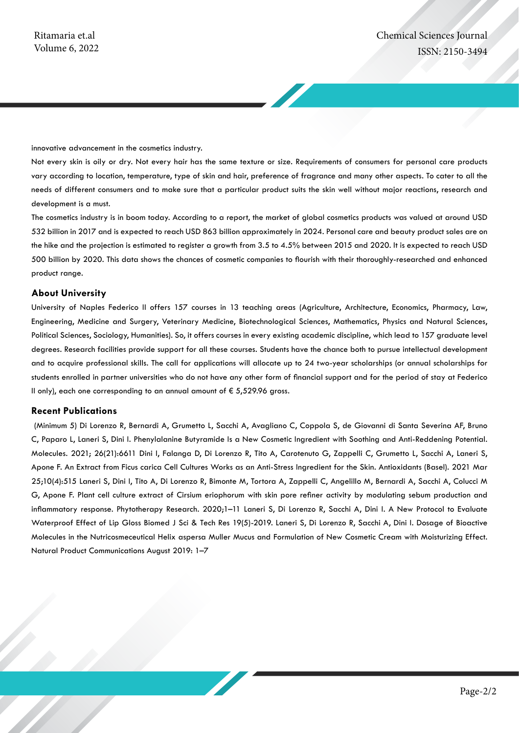innovative advancement in the cosmetics industry.

Not every skin is oily or dry. Not every hair has the same texture or size. Requirements of consumers for personal care products vary according to location, temperature, type of skin and hair, preference of fragrance and many other aspects. To cater to all the needs of different consumers and to make sure that a particular product suits the skin well without major reactions, research and development is a must.

The cosmetics industry is in boom today. According to a report, the market of global cosmetics products was valued at around USD 532 billion in 2017 and is expected to reach USD 863 billion approximately in 2024. Personal care and beauty product sales are on the hike and the projection is estimated to register a growth from 3.5 to 4.5% between 2015 and 2020. It is expected to reach USD 500 billion by 2020. This data shows the chances of cosmetic companies to flourish with their thoroughly-researched and enhanced product range.

## About University

University of Naples Federico II offers 157 courses in 13 teaching areas (Agriculture, Architecture, Economics, Pharmacy, Law, Engineering, Medicine and Surgery, Veterinary Medicine, Biotechnological Sciences, Mathematics, Physics and Natural Sciences, Political Sciences, Sociology, Humanities). So, it offers courses in every existing academic discipline, which lead to 157 graduate level degrees. Research facilities provide support for all these courses. Students have the chance both to pursue intellectual development and to acquire professional skills. The call for applications will allocate up to 24 two-year scholarships (or annual scholarships for students enrolled in partner universities who do not have any other form of financial support and for the period of stay at Federico II only), each one corresponding to an annual amount of € 5,529.96 gross.

## Recent Publications

(Minimum 5) Di Lorenzo R, Bernardi A, Grumetto L, Sacchi A, Avagliano C, Coppola S, de Giovanni di Santa Severina AF, Bruno C, Paparo L, Laneri S, Dini I. Phenylalanine Butyramide Is a New Cosmetic Ingredient with Soothing and Anti-Reddening Potential. Molecules. 2021; 26(21):6611 Dini I, Falanga D, Di Lorenzo R, Tito A, Carotenuto G, Zappelli C, Grumetto L, Sacchi A, Laneri S, Apone F. An Extract from Ficus carica Cell Cultures Works as an Anti-Stress Ingredient for the Skin. Antioxidants (Basel). 2021 Mar 25;10(4):515 Laneri S, Dini I, Tito A, Di Lorenzo R, Bimonte M, Tortora A, Zappelli C, Angelillo M, Bernardi A, Sacchi A, Colucci M G, Apone F. Plant cell culture extract of Cirsium eriophorum with skin pore refiner activity by modulating sebum production and inflammatory response. Phytotherapy Research. 2020;1–11 Laneri S, Di Lorenzo R, Sacchi A, Dini I. A New Protocol to Evaluate Waterproof Effect of Lip Gloss Biomed J Sci & Tech Res 19(5)-2019. Laneri S, Di Lorenzo R, Sacchi A, Dini I. Dosage of Bioactive Molecules in the Nutricosmeceutical Helix aspersa Muller Mucus and Formulation of New Cosmetic Cream with Moisturizing Effect. Natural Product Communications August 2019: 1–7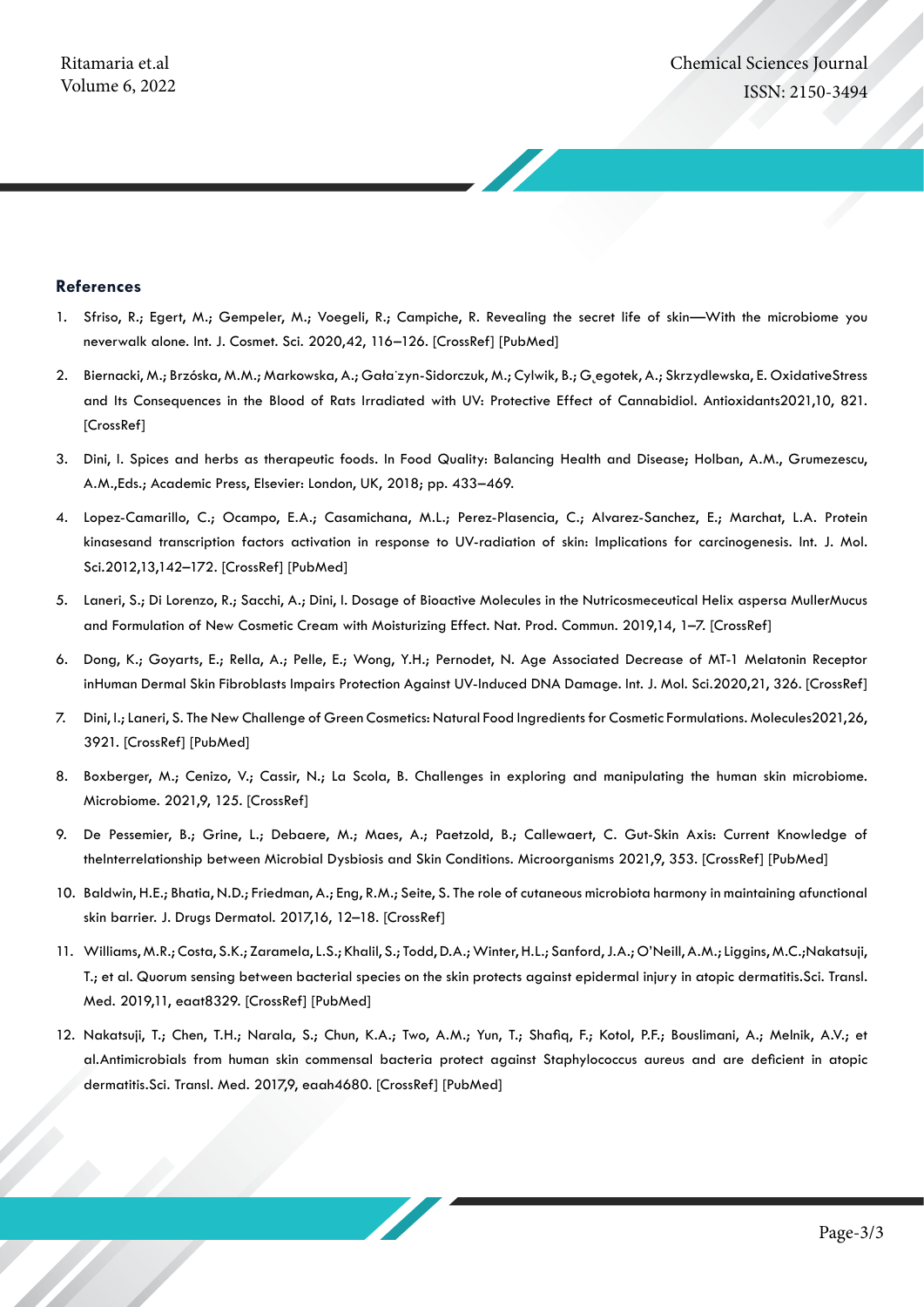## References

1. Sfriso, R.; Egert, M.; Gempeler, M.; Voegeli, R.; Campiche, R. Revealing the secret life of skin—With the microbiome you neverwalk alone. Int. J. Cosmet. Sci. 2020,42, 116–126. [CrossRef] [PubMed]
2. Biernacki, M.; Brzóska, M.M.; Markowska, A.; Gała˙zyn-Sidorczuk, M.; Cylwik, B.; G˛egotek, A.; Skrzydlewska, E. OxidativeStress and Its Consequences in the Blood of Rats Irradiated with UV: Protective Effect of Cannabidiol. Antioxidants2021,10, 821. [CrossRef]
3. Dini, I. Spices and herbs as therapeutic foods. In Food Quality: Balancing Health and Disease; Holban, A.M., Grumezescu, A.M.,Eds.; Academic Press, Elsevier: London, UK, 2018; pp. 433–469.
4. Lopez-Camarillo, C.; Ocampo, E.A.; Casamichana, M.L.; Perez-Plasencia, C.; Alvarez-Sanchez, E.; Marchat, L.A. Protein kinasesand transcription factors activation in response to UV-radiation of skin: Implications for carcinogenesis. Int. J. Mol. Sci.2012,13,142–172. [CrossRef] [PubMed]
5. Laneri, S.; Di Lorenzo, R.; Sacchi, A.; Dini, I. Dosage of Bioactive Molecules in the Nutricosmeceutical Helix aspersa MullerMucus and Formulation of New Cosmetic Cream with Moisturizing Effect. Nat. Prod. Commun. 2019,14, 1–7. [CrossRef]
6. Dong, K.; Goyarts, E.; Rella, A.; Pelle, E.; Wong, Y.H.; Pernodet, N. Age Associated Decrease of MT-1 Melatonin Receptor inHuman Dermal Skin Fibroblasts Impairs Protection Against UV-Induced DNA Damage. Int. J. Mol. Sci.2020,21, 326. [CrossRef]
7. Dini, I.; Laneri, S. The New Challenge of Green Cosmetics: Natural Food Ingredients for Cosmetic Formulations. Molecules2021,26, 3921. [CrossRef] [PubMed]
8. Boxberger, M.; Cenizo, V.; Cassir, N.; La Scola, B. Challenges in exploring and manipulating the human skin microbiome. Microbiome. 2021,9, 125. [CrossRef]
9. De Pessemier, B.; Grine, L.; Debaere, M.; Maes, A.; Paetzold, B.; Callewaert, C. Gut-Skin Axis: Current Knowledge of theInterrelationship between Microbial Dysbiosis and Skin Conditions. Microorganisms 2021,9, 353. [CrossRef] [PubMed]
10. Baldwin, H.E.; Bhatia, N.D.; Friedman, A.; Eng, R.M.; Seite, S. The role of cutaneous microbiota harmony in maintaining afunctional skin barrier. J. Drugs Dermatol. 2017,16, 12–18. [CrossRef]
11. Williams, M.R.; Costa, S.K.; Zaramela, L.S.; Khalil, S.; Todd, D.A.; Winter, H.L.; Sanford, J.A.; O'Neill, A.M.; Liggins, M.C.;Nakatsuji, T.; et al. Quorum sensing between bacterial species on the skin protects against epidermal injury in atopic dermatitis.Sci. Transl. Med. 2019,11, eaat8329. [CrossRef] [PubMed]
12. Nakatsuji, T.; Chen, T.H.; Narala, S.; Chun, K.A.; Two, A.M.; Yun, T.; Shafiq, F.; Kotol, P.F.; Bouslimani, A.; Melnik, A.V.; et al.Antimicrobials from human skin commensal bacteria protect against Staphylococcus aureus and are deficient in atopic dermatitis.Sci. Transl. Med. 2017,9, eaah4680. [CrossRef] [PubMed]